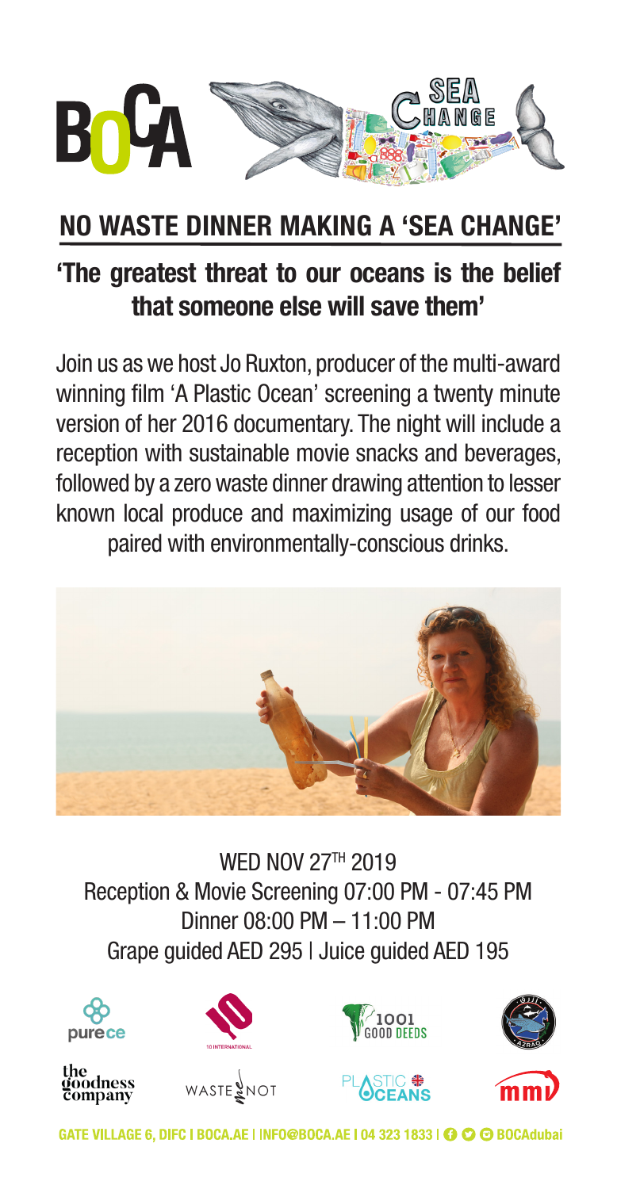BOCA

SEA CHANGE

# NO WASTE DINNER MAKING A 'SEA CHANGE'

## 'The greatest threat to our oceans is the belief that someone else will save them'

Join us as we host Jo Ruxton, producer of the multi-award winning film 'A Plastic Ocean' screening a twenty minute version of her 2016 documentary. The night will include a reception with sustainable movie snacks and beverages, followed by a zero waste dinner drawing attention to lesser known local produce and maximizing usage of our food paired with environmentally-conscious drinks.

WED NOV 27TH 2019

Reception & Movie Screening 07:00 PM - 07:45 PM

Dinner 08:00 PM – 11:00 PM

Grape guided AED 295 | Juice guided AED 195

purece | 10 INTERNATIONAL | 1001 GOOD DEEDS | AZRAQ | the goodness company | WASTE ME NOT | PLASTIC OCEANS | mmi

GATE VILLAGE 6, DIFC | BOCA.AE | INFO@BOCA.AE | 04 323 1833 | BOCAdubai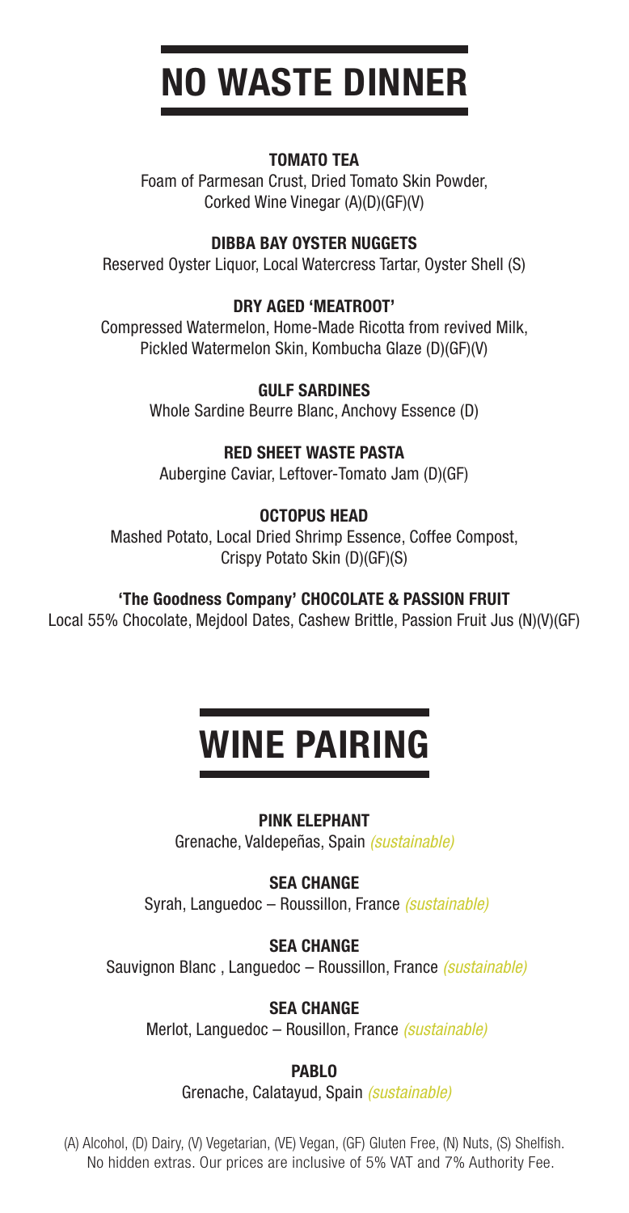# NO WASTE DINNER

**TOMATO TEA**
Foam of Parmesan Crust, Dried Tomato Skin Powder, Corked Wine Vinegar (A)(D)(GF)(V)

**DIBBA BAY OYSTER NUGGETS**
Reserved Oyster Liquor, Local Watercress Tartar, Oyster Shell (S)

**DRY AGED 'MEATROOT'**
Compressed Watermelon, Home-Made Ricotta from revived Milk, Pickled Watermelon Skin, Kombucha Glaze (D)(GF)(V)

**GULF SARDINES**
Whole Sardine Beurre Blanc, Anchovy Essence (D)

**RED SHEET WASTE PASTA**
Aubergine Caviar, Leftover-Tomato Jam (D)(GF)

**OCTOPUS HEAD**
Mashed Potato, Local Dried Shrimp Essence, Coffee Compost, Crispy Potato Skin (D)(GF)(S)

**'The Goodness Company' CHOCOLATE & PASSION FRUIT**
Local 55% Chocolate, Mejdool Dates, Cashew Brittle, Passion Fruit Jus (N)(V)(GF)

# WINE PAIRING

**PINK ELEPHANT**
Grenache, Valdepeñas, Spain *(sustainable)*

**SEA CHANGE**
Syrah, Languedoc – Roussillon, France *(sustainable)*

**SEA CHANGE**
Sauvignon Blanc , Languedoc – Roussillon, France *(sustainable)*

**SEA CHANGE**
Merlot, Languedoc – Rousillon, France *(sustainable)*

**PABLO**
Grenache, Calatayud, Spain *(sustainable)*

(A) Alcohol, (D) Dairy, (V) Vegetarian, (VE) Vegan, (GF) Gluten Free, (N) Nuts, (S) Shelfish.
No hidden extras. Our prices are inclusive of 5% VAT and 7% Authority Fee.